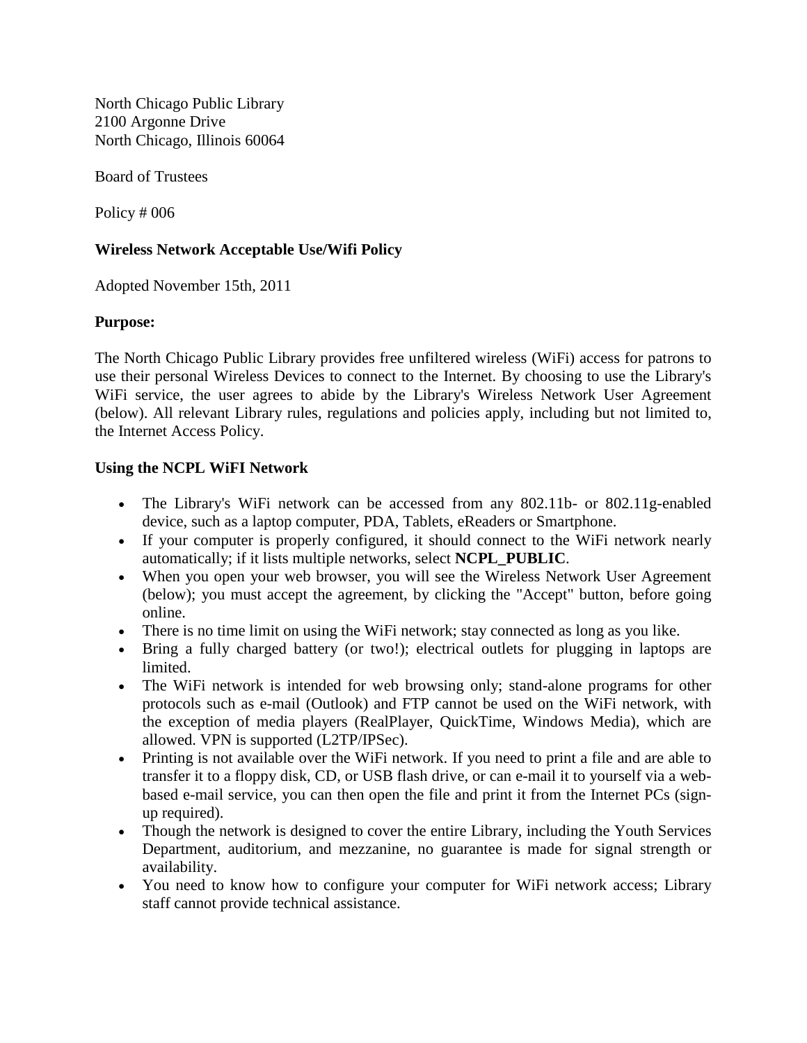North Chicago Public Library
2100 Argonne Drive
North Chicago, Illinois 60064

Board of Trustees

Policy # 006

**Wireless Network Acceptable Use/Wifi Policy**

Adopted November 15th, 2011

**Purpose:**

The North Chicago Public Library provides free unfiltered wireless (WiFi) access for patrons to use their personal Wireless Devices to connect to the Internet. By choosing to use the Library's WiFi service, the user agrees to abide by the Library's Wireless Network User Agreement (below). All relevant Library rules, regulations and policies apply, including but not limited to, the Internet Access Policy.

**Using the NCPL WiFI Network**

- The Library's WiFi network can be accessed from any 802.11b- or 802.11g-enabled device, such as a laptop computer, PDA, Tablets, eReaders or Smartphone.
- If your computer is properly configured, it should connect to the WiFi network nearly automatically; if it lists multiple networks, select **NCPL_PUBLIC**.
- When you open your web browser, you will see the Wireless Network User Agreement (below); you must accept the agreement, by clicking the "Accept" button, before going online.
- There is no time limit on using the WiFi network; stay connected as long as you like.
- Bring a fully charged battery (or two!); electrical outlets for plugging in laptops are limited.
- The WiFi network is intended for web browsing only; stand-alone programs for other protocols such as e-mail (Outlook) and FTP cannot be used on the WiFi network, with the exception of media players (RealPlayer, QuickTime, Windows Media), which are allowed. VPN is supported (L2TP/IPSec).
- Printing is not available over the WiFi network. If you need to print a file and are able to transfer it to a floppy disk, CD, or USB flash drive, or can e-mail it to yourself via a web-based e-mail service, you can then open the file and print it from the Internet PCs (sign-up required).
- Though the network is designed to cover the entire Library, including the Youth Services Department, auditorium, and mezzanine, no guarantee is made for signal strength or availability.
- You need to know how to configure your computer for WiFi network access; Library staff cannot provide technical assistance.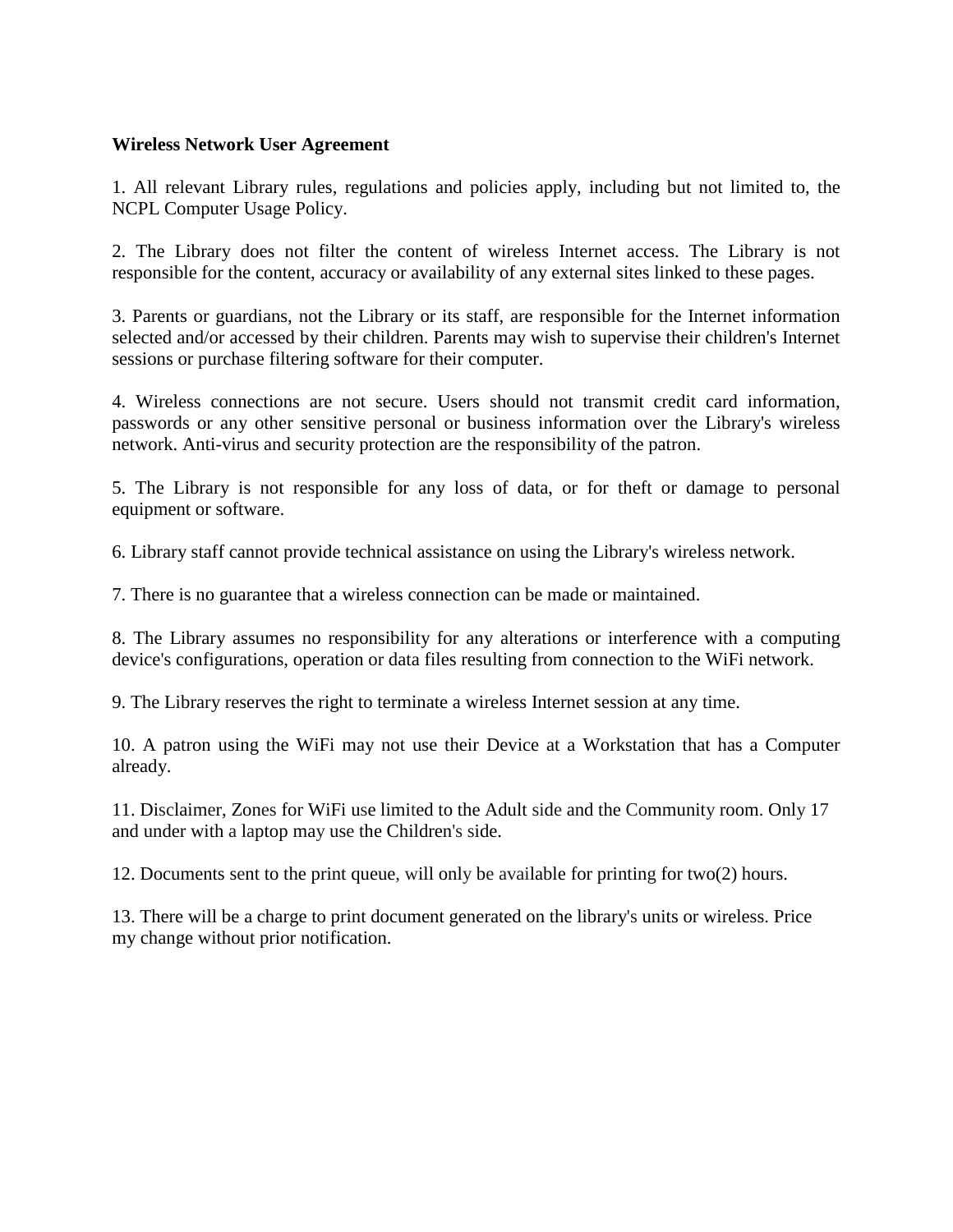**Wireless Network User Agreement**

1. All relevant Library rules, regulations and policies apply, including but not limited to, the NCPL Computer Usage Policy.

2. The Library does not filter the content of wireless Internet access. The Library is not responsible for the content, accuracy or availability of any external sites linked to these pages.

3. Parents or guardians, not the Library or its staff, are responsible for the Internet information selected and/or accessed by their children. Parents may wish to supervise their children's Internet sessions or purchase filtering software for their computer.

4. Wireless connections are not secure. Users should not transmit credit card information, passwords or any other sensitive personal or business information over the Library's wireless network. Anti-virus and security protection are the responsibility of the patron.

5. The Library is not responsible for any loss of data, or for theft or damage to personal equipment or software.

6. Library staff cannot provide technical assistance on using the Library's wireless network.

7. There is no guarantee that a wireless connection can be made or maintained.

8. The Library assumes no responsibility for any alterations or interference with a computing device's configurations, operation or data files resulting from connection to the WiFi network.

9. The Library reserves the right to terminate a wireless Internet session at any time.

10. A patron using the WiFi may not use their Device at a Workstation that has a Computer already.

11. Disclaimer, Zones for WiFi use limited to the Adult side and the Community room. Only 17 and under with a laptop may use the Children's side.

12. Documents sent to the print queue, will only be available for printing for two(2) hours.

13. There will be a charge to print document generated on the library's units or wireless. Price my change without prior notification.